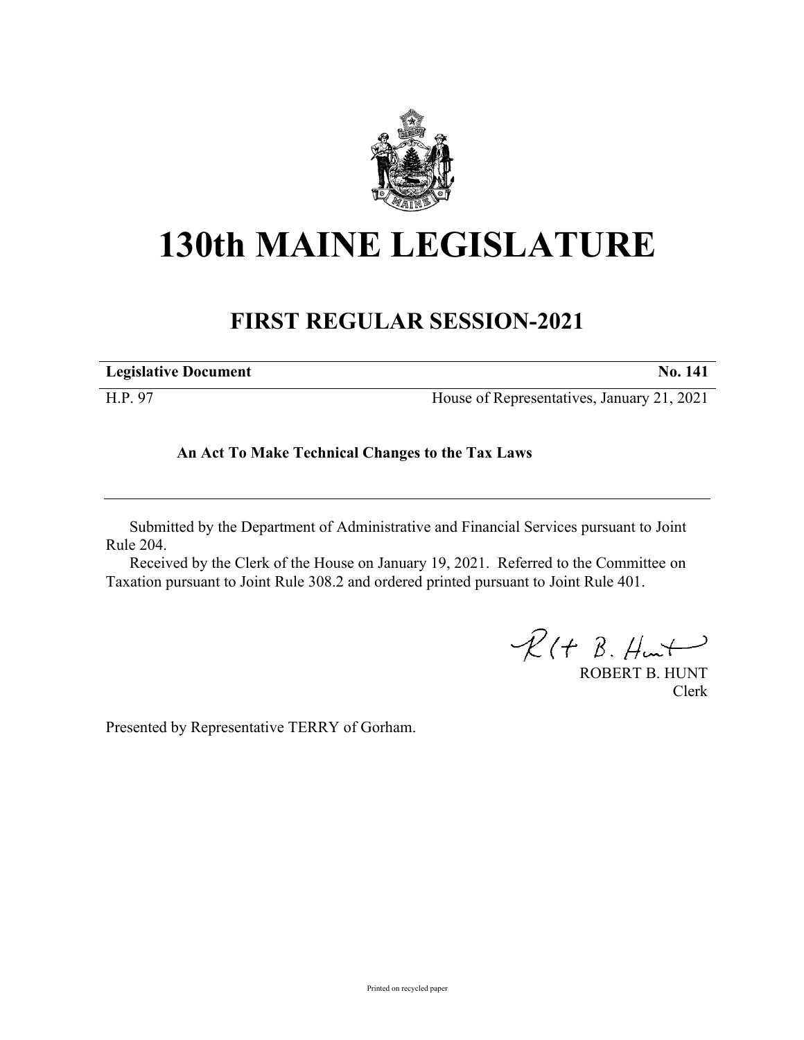# 130th MAINE LEGISLATURE

## FIRST REGULAR SESSION-2021

| **Legislative Document** | **No. 141** |
| --- | --- |
| H.P. 97 | House of Representatives, January 21, 2021 |

**An Act To Make Technical Changes to the Tax Laws**

Submitted by the Department of Administrative and Financial Services pursuant to Joint Rule 204.

Received by the Clerk of the House on January 19, 2021. Referred to the Committee on Taxation pursuant to Joint Rule 308.2 and ordered printed pursuant to Joint Rule 401.

ROBERT B. HUNT
Clerk

Presented by Representative TERRY of Gorham.

Printed on recycled paper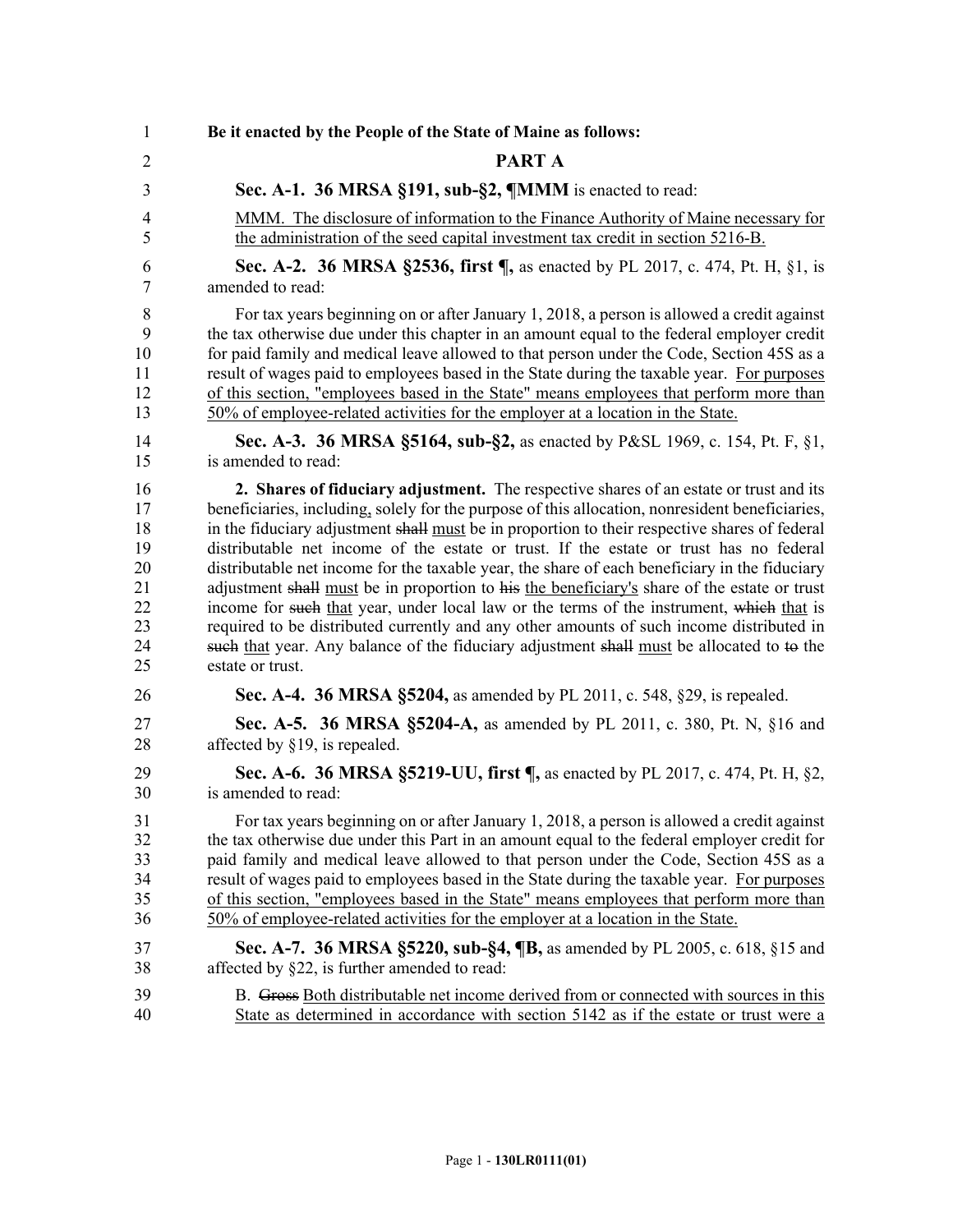**Be it enacted by the People of the State of Maine as follows:**

## PART A

**Sec. A-1. 36 MRSA §191, sub-§2, ¶MMM** is enacted to read:

MMM. The disclosure of information to the Finance Authority of Maine necessary for the administration of the seed capital investment tax credit in section 5216-B.

**Sec. A-2. 36 MRSA §2536, first ¶,** as enacted by PL 2017, c. 474, Pt. H, §1, is amended to read:

For tax years beginning on or after January 1, 2018, a person is allowed a credit against the tax otherwise due under this chapter in an amount equal to the federal employer credit for paid family and medical leave allowed to that person under the Code, Section 45S as a result of wages paid to employees based in the State during the taxable year. For purposes of this section, "employees based in the State" means employees that perform more than 50% of employee-related activities for the employer at a location in the State.

**Sec. A-3. 36 MRSA §5164, sub-§2,** as enacted by P&SL 1969, c. 154, Pt. F, §1, is amended to read:

**2. Shares of fiduciary adjustment.** The respective shares of an estate or trust and its beneficiaries, including, solely for the purpose of this allocation, nonresident beneficiaries, in the fiduciary adjustment ~~shall~~ must be in proportion to their respective shares of federal distributable net income of the estate or trust. If the estate or trust has no federal distributable net income for the taxable year, the share of each beneficiary in the fiduciary adjustment ~~shall~~ must be in proportion to ~~his~~ the beneficiary's share of the estate or trust income for ~~such~~ that year, under local law or the terms of the instrument, ~~which~~ that is required to be distributed currently and any other amounts of such income distributed in ~~such~~ that year. Any balance of the fiduciary adjustment ~~shall~~ must be allocated to ~~to~~ the estate or trust.

**Sec. A-4. 36 MRSA §5204,** as amended by PL 2011, c. 548, §29, is repealed.

**Sec. A-5. 36 MRSA §5204-A,** as amended by PL 2011, c. 380, Pt. N, §16 and affected by §19, is repealed.

**Sec. A-6. 36 MRSA §5219-UU, first ¶,** as enacted by PL 2017, c. 474, Pt. H, §2, is amended to read:

For tax years beginning on or after January 1, 2018, a person is allowed a credit against the tax otherwise due under this Part in an amount equal to the federal employer credit for paid family and medical leave allowed to that person under the Code, Section 45S as a result of wages paid to employees based in the State during the taxable year. For purposes of this section, "employees based in the State" means employees that perform more than 50% of employee-related activities for the employer at a location in the State.

**Sec. A-7. 36 MRSA §5220, sub-§4, ¶B,** as amended by PL 2005, c. 618, §15 and affected by §22, is further amended to read:

B. ~~Gross~~ Both distributable net income derived from or connected with sources in this State as determined in accordance with section 5142 as if the estate or trust were a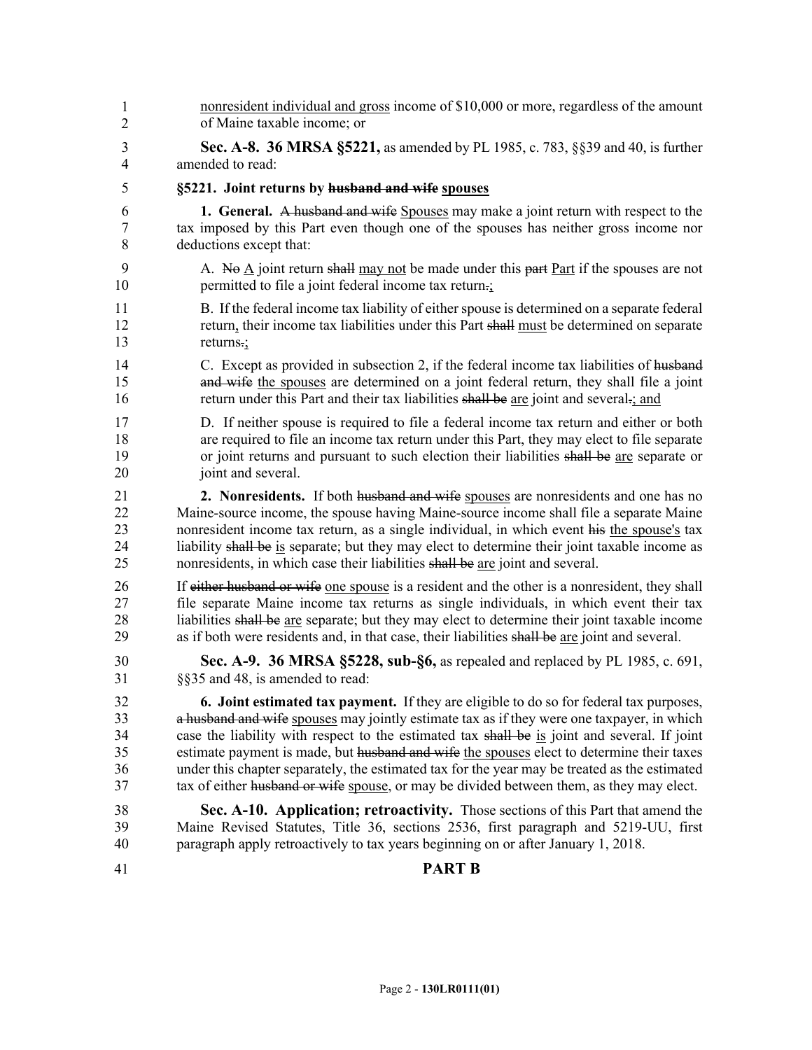nonresident individual and gross income of $10,000 or more, regardless of the amount of Maine taxable income; or

**Sec. A-8. 36 MRSA §5221,** as amended by PL 1985, c. 783, §§39 and 40, is further amended to read:

**§5221. Joint returns by ~~husband and wife~~ spouses**

**1. General.** ~~A husband and wife~~ Spouses may make a joint return with respect to the tax imposed by this Part even though one of the spouses has neither gross income nor deductions except that:

A. ~~No~~ A joint return ~~shall~~ may not be made under this ~~part~~ Part if the spouses are not permitted to file a joint federal income tax return~~.~~;

B. If the federal income tax liability of either spouse is determined on a separate federal return, their income tax liabilities under this Part ~~shall~~ must be determined on separate returns~~.~~;

C. Except as provided in subsection 2, if the federal income tax liabilities of ~~husband and wife~~ the spouses are determined on a joint federal return, they shall file a joint return under this Part and their tax liabilities ~~shall be~~ are joint and several~~.~~; and

D. If neither spouse is required to file a federal income tax return and either or both are required to file an income tax return under this Part, they may elect to file separate or joint returns and pursuant to such election their liabilities ~~shall be~~ are separate or joint and several.

**2. Nonresidents.** If both ~~husband and wife~~ spouses are nonresidents and one has no Maine-source income, the spouse having Maine-source income shall file a separate Maine nonresident income tax return, as a single individual, in which event ~~his~~ the spouse's tax liability ~~shall be~~ is separate; but they may elect to determine their joint taxable income as nonresidents, in which case their liabilities ~~shall be~~ are joint and several.

If ~~either husband or wife~~ one spouse is a resident and the other is a nonresident, they shall file separate Maine income tax returns as single individuals, in which event their tax liabilities ~~shall be~~ are separate; but they may elect to determine their joint taxable income as if both were residents and, in that case, their liabilities ~~shall be~~ are joint and several.

**Sec. A-9. 36 MRSA §5228, sub-§6,** as repealed and replaced by PL 1985, c. 691, §§35 and 48, is amended to read:

**6. Joint estimated tax payment.** If they are eligible to do so for federal tax purposes, ~~a husband and wife~~ spouses may jointly estimate tax as if they were one taxpayer, in which case the liability with respect to the estimated tax ~~shall be~~ is joint and several. If joint estimate payment is made, but ~~husband and wife~~ the spouses elect to determine their taxes under this chapter separately, the estimated tax for the year may be treated as the estimated tax of either ~~husband or wife~~ spouse, or may be divided between them, as they may elect.

**Sec. A-10. Application; retroactivity.** Those sections of this Part that amend the Maine Revised Statutes, Title 36, sections 2536, first paragraph and 5219-UU, first paragraph apply retroactively to tax years beginning on or after January 1, 2018.

## PART B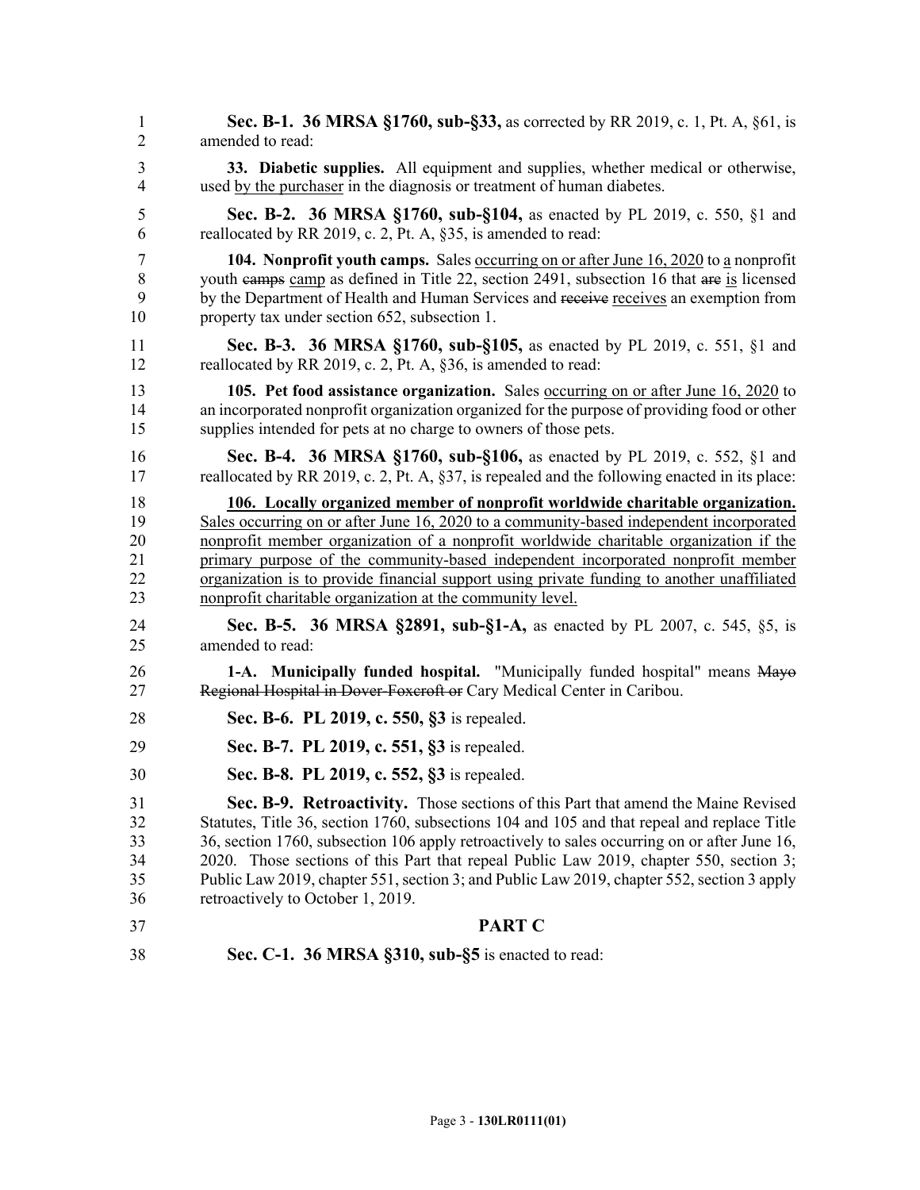**Sec. B-1. 36 MRSA §1760, sub-§33,** as corrected by RR 2019, c. 1, Pt. A, §61, is amended to read:

**33. Diabetic supplies.** All equipment and supplies, whether medical or otherwise, used <u>by the purchaser</u> in the diagnosis or treatment of human diabetes.

**Sec. B-2. 36 MRSA §1760, sub-§104,** as enacted by PL 2019, c. 550, §1 and reallocated by RR 2019, c. 2, Pt. A, §35, is amended to read:

**104. Nonprofit youth camps.** Sales <u>occurring on or after June 16, 2020</u> to <u>a</u> nonprofit youth ~~camps~~ <u>camp</u> as defined in Title 22, section 2491, subsection 16 that ~~are~~ <u>is</u> licensed by the Department of Health and Human Services and ~~receive~~ <u>receives</u> an exemption from property tax under section 652, subsection 1.

**Sec. B-3. 36 MRSA §1760, sub-§105,** as enacted by PL 2019, c. 551, §1 and reallocated by RR 2019, c. 2, Pt. A, §36, is amended to read:

**105. Pet food assistance organization.** Sales <u>occurring on or after June 16, 2020</u> to an incorporated nonprofit organization organized for the purpose of providing food or other supplies intended for pets at no charge to owners of those pets.

**Sec. B-4. 36 MRSA §1760, sub-§106,** as enacted by PL 2019, c. 552, §1 and reallocated by RR 2019, c. 2, Pt. A, §37, is repealed and the following enacted in its place:

<u>**106. Locally organized member of nonprofit worldwide charitable organization.** Sales occurring on or after June 16, 2020 to a community-based independent incorporated nonprofit member organization of a nonprofit worldwide charitable organization if the primary purpose of the community-based independent incorporated nonprofit member organization is to provide financial support using private funding to another unaffiliated nonprofit charitable organization at the community level.</u>

**Sec. B-5. 36 MRSA §2891, sub-§1-A,** as enacted by PL 2007, c. 545, §5, is amended to read:

**1-A. Municipally funded hospital.** "Municipally funded hospital" means ~~Mayo Regional Hospital in Dover-Foxcroft or~~ Cary Medical Center in Caribou.

**Sec. B-6. PL 2019, c. 550, §3** is repealed.

**Sec. B-7. PL 2019, c. 551, §3** is repealed.

**Sec. B-8. PL 2019, c. 552, §3** is repealed.

**Sec. B-9. Retroactivity.** Those sections of this Part that amend the Maine Revised Statutes, Title 36, section 1760, subsections 104 and 105 and that repeal and replace Title 36, section 1760, subsection 106 apply retroactively to sales occurring on or after June 16, 2020. Those sections of this Part that repeal Public Law 2019, chapter 550, section 3; Public Law 2019, chapter 551, section 3; and Public Law 2019, chapter 552, section 3 apply retroactively to October 1, 2019.

## PART C

**Sec. C-1. 36 MRSA §310, sub-§5** is enacted to read: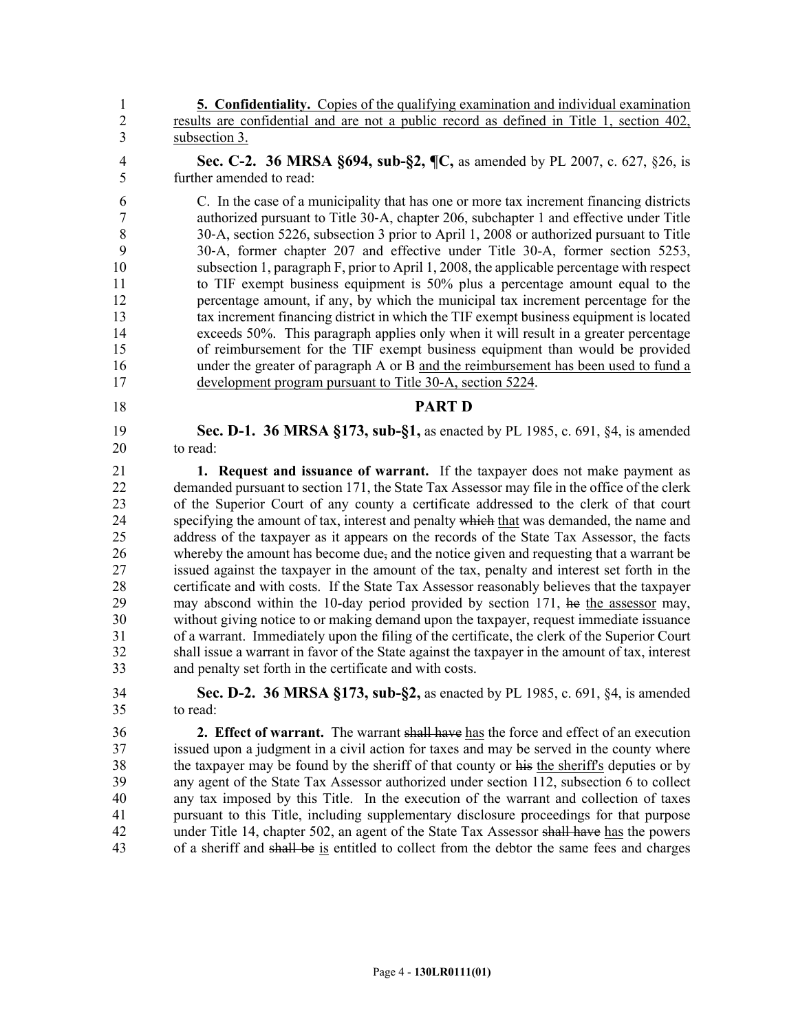**5. Confidentiality.** Copies of the qualifying examination and individual examination results are confidential and are not a public record as defined in Title 1, section 402, subsection 3.

**Sec. C-2. 36 MRSA §694, sub-§2, ¶C,** as amended by PL 2007, c. 627, §26, is further amended to read:

C. In the case of a municipality that has one or more tax increment financing districts authorized pursuant to Title 30-A, chapter 206, subchapter 1 and effective under Title 30-A, section 5226, subsection 3 prior to April 1, 2008 or authorized pursuant to Title 30-A, former chapter 207 and effective under Title 30-A, former section 5253, subsection 1, paragraph F, prior to April 1, 2008, the applicable percentage with respect to TIF exempt business equipment is 50% plus a percentage amount equal to the percentage amount, if any, by which the municipal tax increment percentage for the tax increment financing district in which the TIF exempt business equipment is located exceeds 50%. This paragraph applies only when it will result in a greater percentage of reimbursement for the TIF exempt business equipment than would be provided under the greater of paragraph A or B and the reimbursement has been used to fund a development program pursuant to Title 30-A, section 5224.

## PART D

**Sec. D-1. 36 MRSA §173, sub-§1,** as enacted by PL 1985, c. 691, §4, is amended to read:

**1. Request and issuance of warrant.** If the taxpayer does not make payment as demanded pursuant to section 171, the State Tax Assessor may file in the office of the clerk of the Superior Court of any county a certificate addressed to the clerk of that court specifying the amount of tax, interest and penalty ~~which~~ that was demanded, the name and address of the taxpayer as it appears on the records of the State Tax Assessor, the facts whereby the amount has become due~~,~~ and the notice given and requesting that a warrant be issued against the taxpayer in the amount of the tax, penalty and interest set forth in the certificate and with costs. If the State Tax Assessor reasonably believes that the taxpayer may abscond within the 10-day period provided by section 171, ~~he~~ the assessor may, without giving notice to or making demand upon the taxpayer, request immediate issuance of a warrant. Immediately upon the filing of the certificate, the clerk of the Superior Court shall issue a warrant in favor of the State against the taxpayer in the amount of tax, interest and penalty set forth in the certificate and with costs.

**Sec. D-2. 36 MRSA §173, sub-§2,** as enacted by PL 1985, c. 691, §4, is amended to read:

**2. Effect of warrant.** The warrant ~~shall have~~ has the force and effect of an execution issued upon a judgment in a civil action for taxes and may be served in the county where the taxpayer may be found by the sheriff of that county or ~~his~~ the sheriff's deputies or by any agent of the State Tax Assessor authorized under section 112, subsection 6 to collect any tax imposed by this Title. In the execution of the warrant and collection of taxes pursuant to this Title, including supplementary disclosure proceedings for that purpose under Title 14, chapter 502, an agent of the State Tax Assessor ~~shall have~~ has the powers of a sheriff and ~~shall be~~ is entitled to collect from the debtor the same fees and charges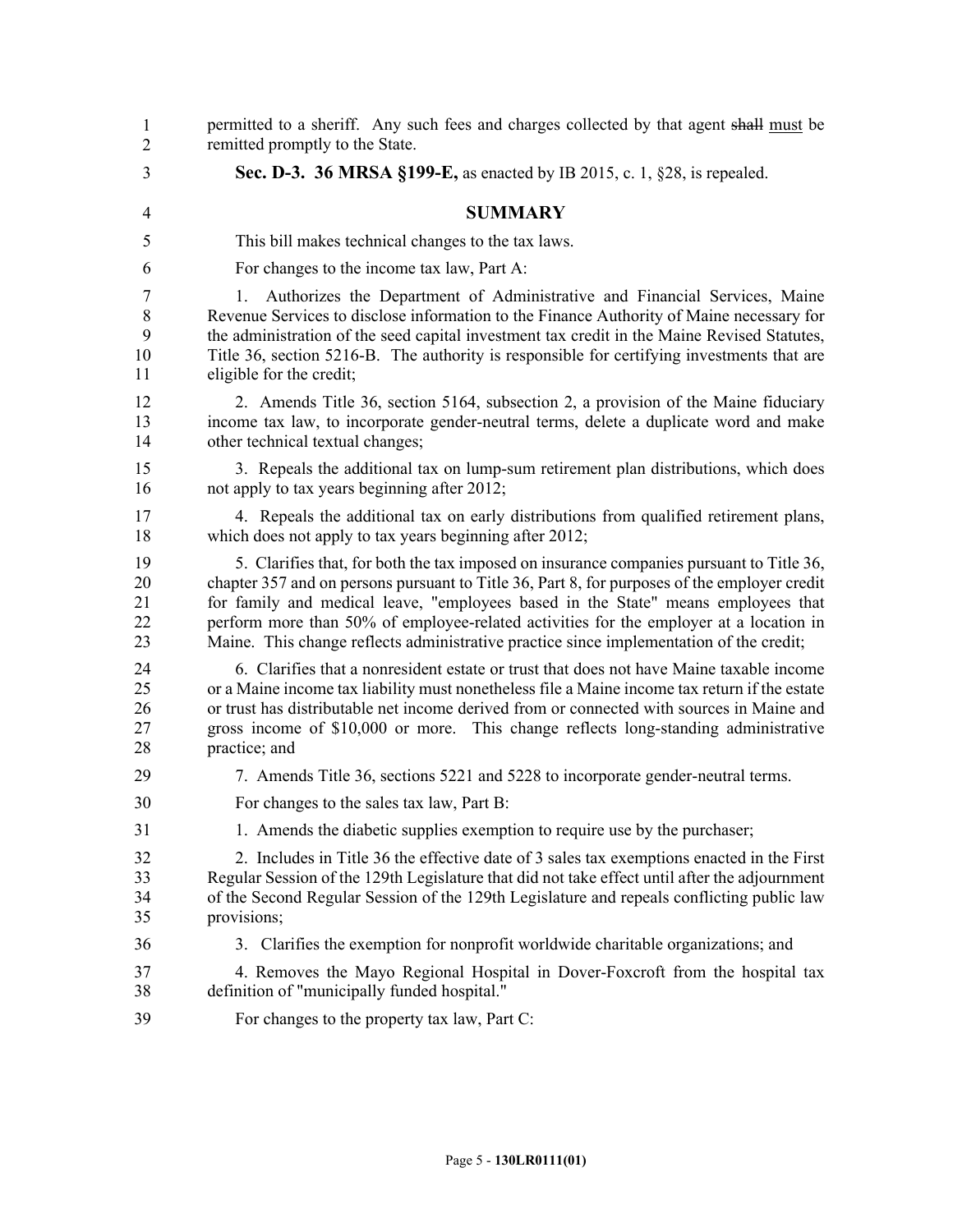permitted to a sheriff. Any such fees and charges collected by that agent ~~shall~~ must be remitted promptly to the State.

**Sec. D-3. 36 MRSA §199-E,** as enacted by IB 2015, c. 1, §28, is repealed.

## SUMMARY

This bill makes technical changes to the tax laws.

For changes to the income tax law, Part A:

1. Authorizes the Department of Administrative and Financial Services, Maine Revenue Services to disclose information to the Finance Authority of Maine necessary for the administration of the seed capital investment tax credit in the Maine Revised Statutes, Title 36, section 5216-B. The authority is responsible for certifying investments that are eligible for the credit;

2. Amends Title 36, section 5164, subsection 2, a provision of the Maine fiduciary income tax law, to incorporate gender-neutral terms, delete a duplicate word and make other technical textual changes;

3. Repeals the additional tax on lump-sum retirement plan distributions, which does not apply to tax years beginning after 2012;

4. Repeals the additional tax on early distributions from qualified retirement plans, which does not apply to tax years beginning after 2012;

5. Clarifies that, for both the tax imposed on insurance companies pursuant to Title 36, chapter 357 and on persons pursuant to Title 36, Part 8, for purposes of the employer credit for family and medical leave, "employees based in the State" means employees that perform more than 50% of employee-related activities for the employer at a location in Maine. This change reflects administrative practice since implementation of the credit;

6. Clarifies that a nonresident estate or trust that does not have Maine taxable income or a Maine income tax liability must nonetheless file a Maine income tax return if the estate or trust has distributable net income derived from or connected with sources in Maine and gross income of $10,000 or more. This change reflects long-standing administrative practice; and

7. Amends Title 36, sections 5221 and 5228 to incorporate gender-neutral terms.

For changes to the sales tax law, Part B:

1. Amends the diabetic supplies exemption to require use by the purchaser;

2. Includes in Title 36 the effective date of 3 sales tax exemptions enacted in the First Regular Session of the 129th Legislature that did not take effect until after the adjournment of the Second Regular Session of the 129th Legislature and repeals conflicting public law provisions;

3. Clarifies the exemption for nonprofit worldwide charitable organizations; and

4. Removes the Mayo Regional Hospital in Dover-Foxcroft from the hospital tax definition of "municipally funded hospital."

For changes to the property tax law, Part C: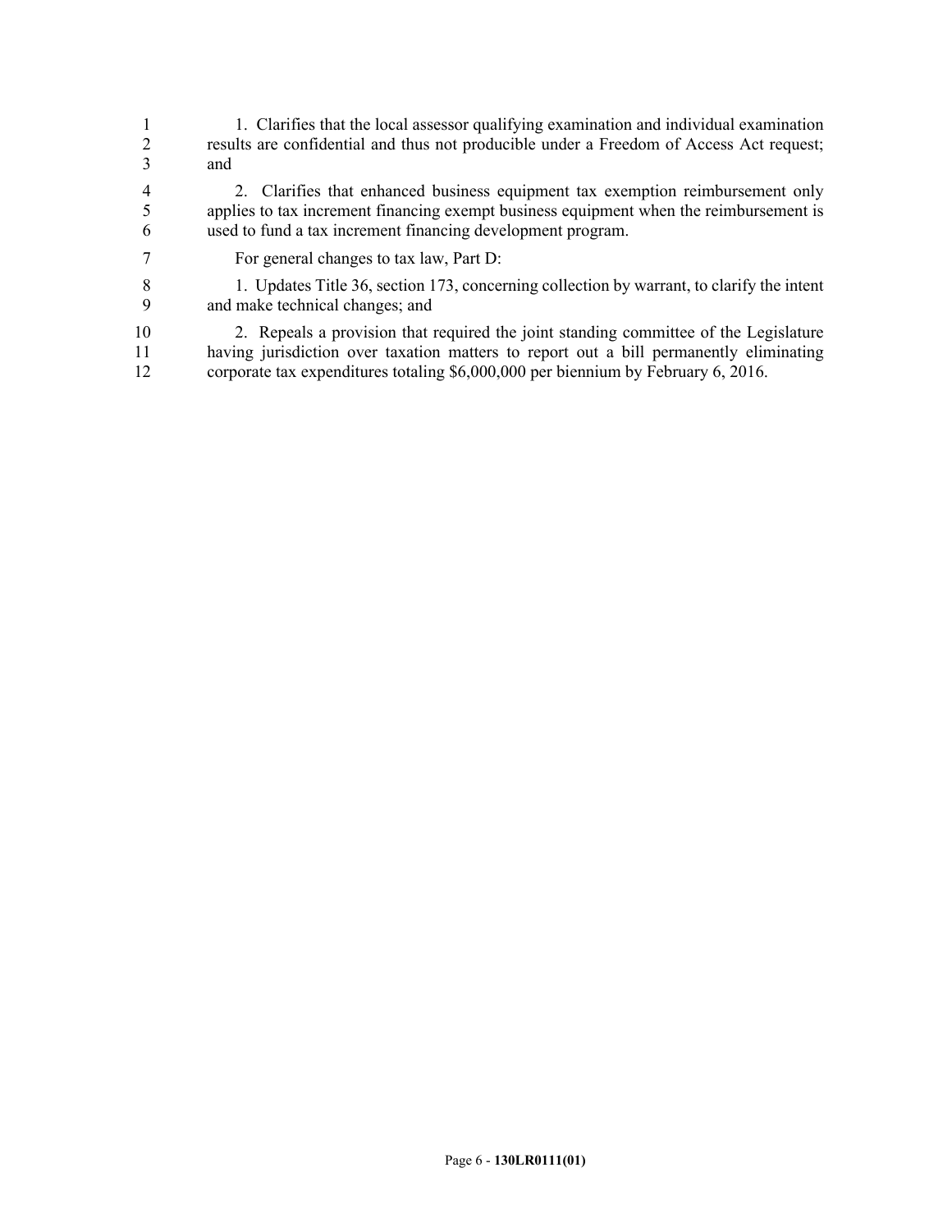1. Clarifies that the local assessor qualifying examination and individual examination results are confidential and thus not producible under a Freedom of Access Act request; and

2. Clarifies that enhanced business equipment tax exemption reimbursement only applies to tax increment financing exempt business equipment when the reimbursement is used to fund a tax increment financing development program.

For general changes to tax law, Part D:

1. Updates Title 36, section 173, concerning collection by warrant, to clarify the intent and make technical changes; and

2. Repeals a provision that required the joint standing committee of the Legislature having jurisdiction over taxation matters to report out a bill permanently eliminating corporate tax expenditures totaling $6,000,000 per biennium by February 6, 2016.